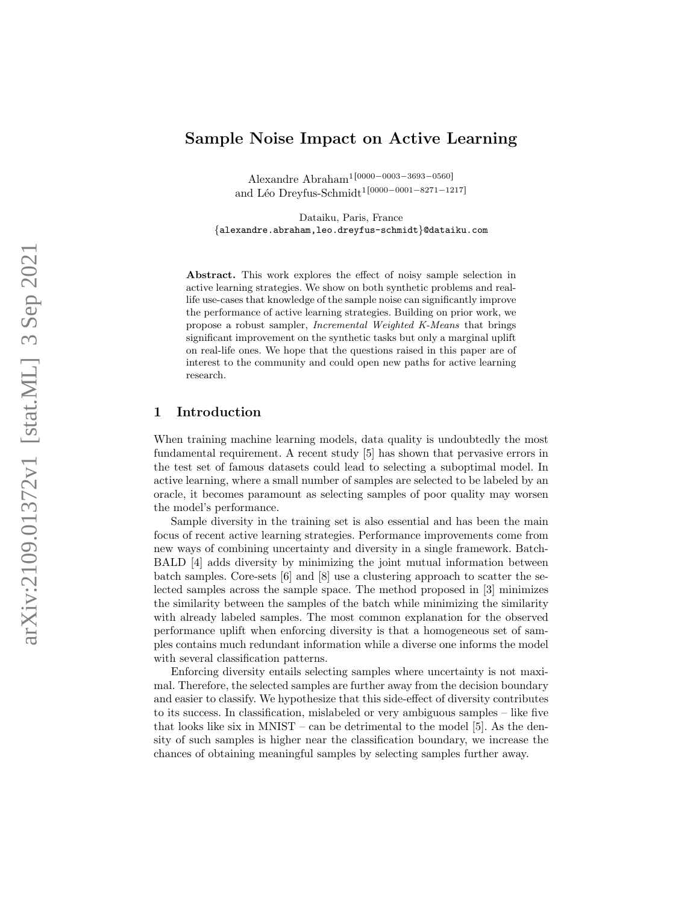# Sample Noise Impact on Active Learning

Alexandre Abraham[1[0000−0003−3693−0560]] and Léo Dreyfus-Schmidt[1[0000−0001−8271−1217]]

Dataiku, Paris, France
{alexandre.abraham,leo.dreyfus-schmidt}@dataiku.com

**Abstract.** This work explores the effect of noisy sample selection in active learning strategies. We show on both synthetic problems and real-life use-cases that knowledge of the sample noise can significantly improve the performance of active learning strategies. Building on prior work, we propose a robust sampler, *Incremental Weighted K-Means* that brings significant improvement on the synthetic tasks but only a marginal uplift on real-life ones. We hope that the questions raised in this paper are of interest to the community and could open new paths for active learning research.

## 1 Introduction

When training machine learning models, data quality is undoubtedly the most fundamental requirement. A recent study [5] has shown that pervasive errors in the test set of famous datasets could lead to selecting a suboptimal model. In active learning, where a small number of samples are selected to be labeled by an oracle, it becomes paramount as selecting samples of poor quality may worsen the model's performance.

Sample diversity in the training set is also essential and has been the main focus of recent active learning strategies. Performance improvements come from new ways of combining uncertainty and diversity in a single framework. Batch-BALD [4] adds diversity by minimizing the joint mutual information between batch samples. Core-sets [6] and [8] use a clustering approach to scatter the selected samples across the sample space. The method proposed in [3] minimizes the similarity between the samples of the batch while minimizing the similarity with already labeled samples. The most common explanation for the observed performance uplift when enforcing diversity is that a homogeneous set of samples contains much redundant information while a diverse one informs the model with several classification patterns.

Enforcing diversity entails selecting samples where uncertainty is not maximal. Therefore, the selected samples are further away from the decision boundary and easier to classify. We hypothesize that this side-effect of diversity contributes to its success. In classification, mislabeled or very ambiguous samples – like five that looks like six in MNIST – can be detrimental to the model [5]. As the density of such samples is higher near the classification boundary, we increase the chances of obtaining meaningful samples by selecting samples further away.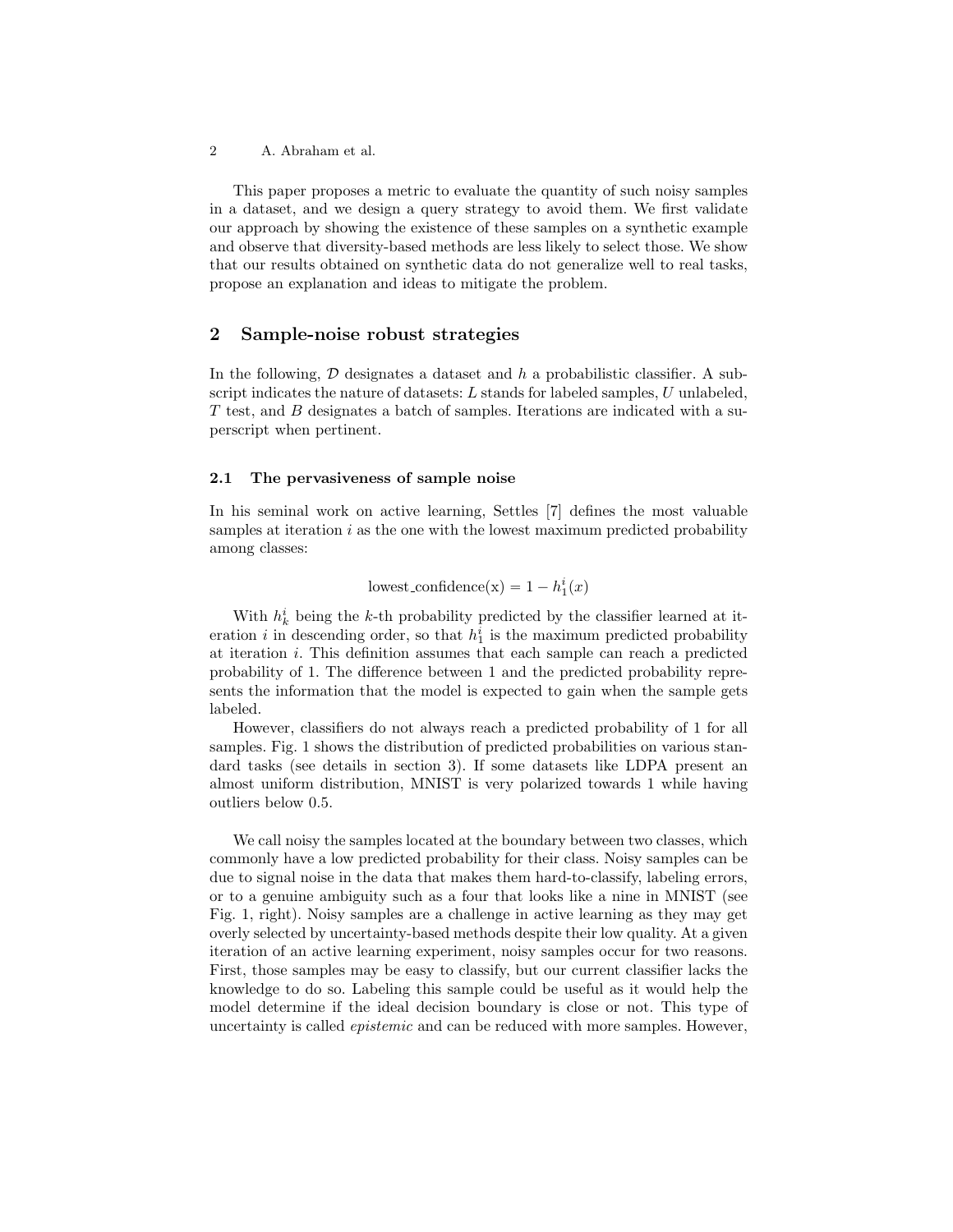This paper proposes a metric to evaluate the quantity of such noisy samples in a dataset, and we design a query strategy to avoid them. We first validate our approach by showing the existence of these samples on a synthetic example and observe that diversity-based methods are less likely to select those. We show that our results obtained on synthetic data do not generalize well to real tasks, propose an explanation and ideas to mitigate the problem.

## 2 Sample-noise robust strategies

In the following, $\mathcal{D}$ designates a dataset and $h$ a probabilistic classifier. A subscript indicates the nature of datasets: $L$ stands for labeled samples, $U$ unlabeled, $T$ test, and $B$ designates a batch of samples. Iterations are indicated with a superscript when pertinent.

### 2.1 The pervasiveness of sample noise

In his seminal work on active learning, Settles [7] defines the most valuable samples at iteration $i$ as the one with the lowest maximum predicted probability among classes:

$$\text{lowest\_confidence(x)} = 1 - h_1^i(x)$$

With $h_k^i$ being the $k$-th probability predicted by the classifier learned at iteration $i$ in descending order, so that $h_1^i$ is the maximum predicted probability at iteration $i$. This definition assumes that each sample can reach a predicted probability of 1. The difference between 1 and the predicted probability represents the information that the model is expected to gain when the sample gets labeled.

However, classifiers do not always reach a predicted probability of 1 for all samples. Fig. 1 shows the distribution of predicted probabilities on various standard tasks (see details in section 3). If some datasets like LDPA present an almost uniform distribution, MNIST is very polarized towards 1 while having outliers below 0.5.

We call noisy the samples located at the boundary between two classes, which commonly have a low predicted probability for their class. Noisy samples can be due to signal noise in the data that makes them hard-to-classify, labeling errors, or to a genuine ambiguity such as a four that looks like a nine in MNIST (see Fig. 1, right). Noisy samples are a challenge in active learning as they may get overly selected by uncertainty-based methods despite their low quality. At a given iteration of an active learning experiment, noisy samples occur for two reasons. First, those samples may be easy to classify, but our current classifier lacks the knowledge to do so. Labeling this sample could be useful as it would help the model determine if the ideal decision boundary is close or not. This type of uncertainty is called *epistemic* and can be reduced with more samples. However,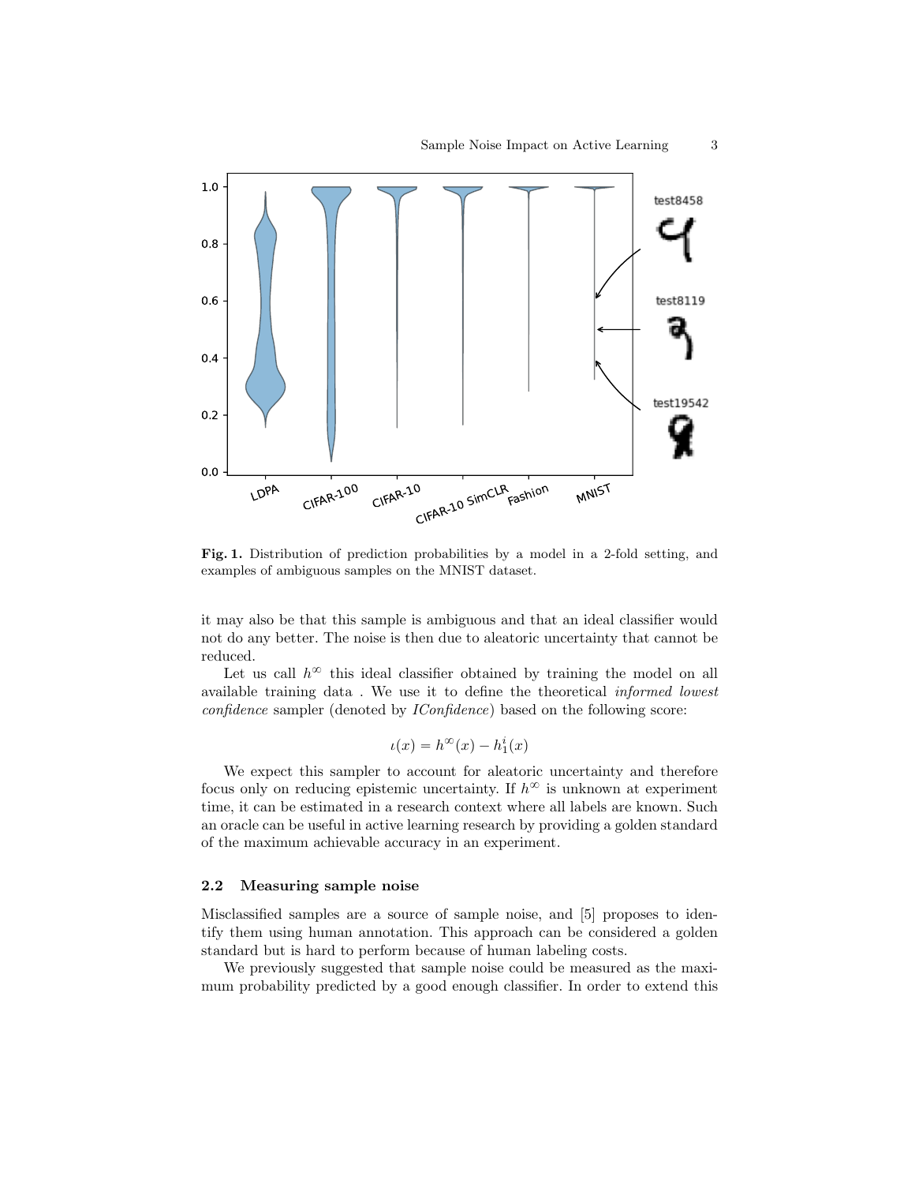Fig. 1. Distribution of prediction probabilities by a model in a 2-fold setting, and examples of ambiguous samples on the MNIST dataset.

it may also be that this sample is ambiguous and that an ideal classifier would not do any better. The noise is then due to aleatoric uncertainty that cannot be reduced.

Let us call $h^{\infty}$ this ideal classifier obtained by training the model on all available training data . We use it to define the theoretical *informed lowest confidence* sampler (denoted by *IConfidence*) based on the following score:

$$\iota(x) = h^{\infty}(x) - h_1^i(x)$$

We expect this sampler to account for aleatoric uncertainty and therefore focus only on reducing epistemic uncertainty. If $h^{\infty}$ is unknown at experiment time, it can be estimated in a research context where all labels are known. Such an oracle can be useful in active learning research by providing a golden standard of the maximum achievable accuracy in an experiment.

### 2.2 Measuring sample noise

Misclassified samples are a source of sample noise, and [5] proposes to identify them using human annotation. This approach can be considered a golden standard but is hard to perform because of human labeling costs.

We previously suggested that sample noise could be measured as the maximum probability predicted by a good enough classifier. In order to extend this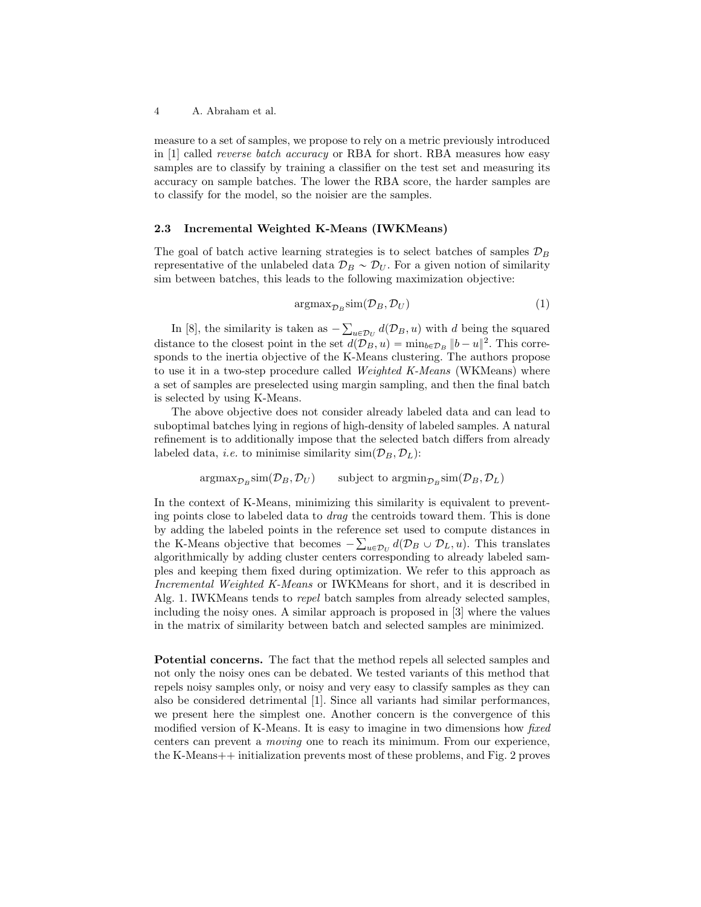measure to a set of samples, we propose to rely on a metric previously introduced in [1] called *reverse batch accuracy* or RBA for short. RBA measures how easy samples are to classify by training a classifier on the test set and measuring its accuracy on sample batches. The lower the RBA score, the harder samples are to classify for the model, so the noisier are the samples.

### 2.3 Incremental Weighted K-Means (IWKMeans)

The goal of batch active learning strategies is to select batches of samples $\mathcal{D}_B$ representative of the unlabeled data $\mathcal{D}_B \sim \mathcal{D}_U$. For a given notion of similarity sim between batches, this leads to the following maximization objective:

$$\text{argmax}_{\mathcal{D}_B} \text{sim}(\mathcal{D}_B, \mathcal{D}_U) \tag{1}$$

In [8], the similarity is taken as $-\sum_{u \in \mathcal{D}_U} d(\mathcal{D}_B, u)$ with $d$ being the squared distance to the closest point in the set $d(\mathcal{D}_B, u) = \min_{b \in \mathcal{D}_B} \|b - u\|^2$. This corresponds to the inertia objective of the K-Means clustering. The authors propose to use it in a two-step procedure called *Weighted K-Means* (WKMeans) where a set of samples are preselected using margin sampling, and then the final batch is selected by using K-Means.

The above objective does not consider already labeled data and can lead to suboptimal batches lying in regions of high-density of labeled samples. A natural refinement is to additionally impose that the selected batch differs from already labeled data, *i.e.* to minimise similarity $\text{sim}(\mathcal{D}_B, \mathcal{D}_L)$:

$$\text{argmax}_{\mathcal{D}_B} \text{sim}(\mathcal{D}_B, \mathcal{D}_U) \qquad \text{subject to } \text{argmin}_{\mathcal{D}_B} \text{sim}(\mathcal{D}_B, \mathcal{D}_L)$$

In the context of K-Means, minimizing this similarity is equivalent to preventing points close to labeled data to *drag* the centroids toward them. This is done by adding the labeled points in the reference set used to compute distances in the K-Means objective that becomes $-\sum_{u \in \mathcal{D}_U} d(\mathcal{D}_B \cup \mathcal{D}_L, u)$. This translates algorithmically by adding cluster centers corresponding to already labeled samples and keeping them fixed during optimization. We refer to this approach as *Incremental Weighted K-Means* or IWKMeans for short, and it is described in Alg. 1. IWKMeans tends to *repel* batch samples from already selected samples, including the noisy ones. A similar approach is proposed in [3] where the values in the matrix of similarity between batch and selected samples are minimized.

**Potential concerns.** The fact that the method repels all selected samples and not only the noisy ones can be debated. We tested variants of this method that repels noisy samples only, or noisy and very easy to classify samples as they can also be considered detrimental [1]. Since all variants had similar performances, we present here the simplest one. Another concern is the convergence of this modified version of K-Means. It is easy to imagine in two dimensions how *fixed* centers can prevent a *moving* one to reach its minimum. From our experience, the K-Means++ initialization prevents most of these problems, and Fig. 2 proves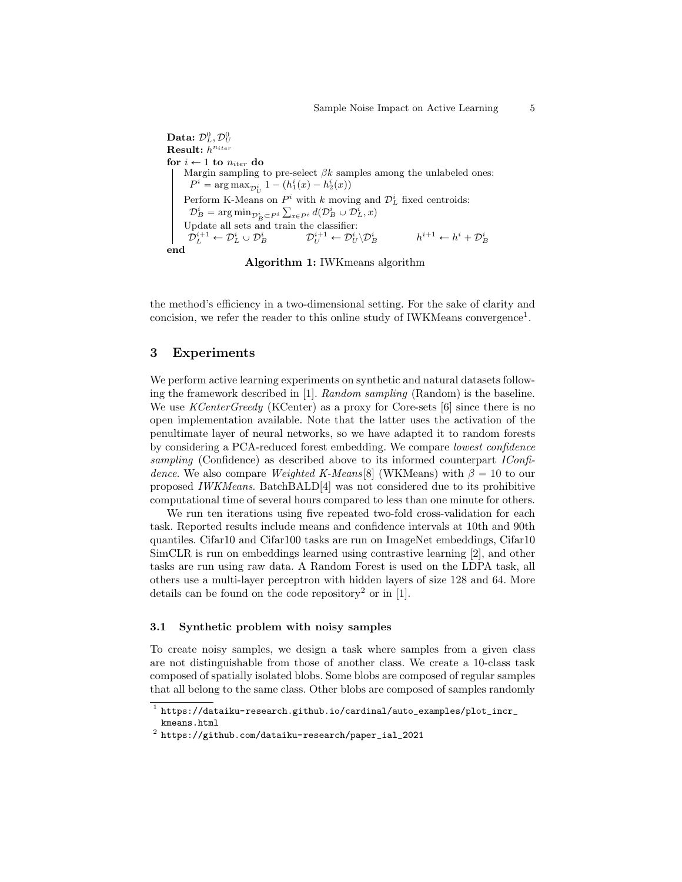**Data:** $\mathcal{D}_L^0, \mathcal{D}_U^0$
**Result:** $h^{n_{iter}}$
**for** $i \leftarrow 1$ **to** $n_{iter}$ **do**
  Margin sampling to pre-select $\beta k$ samples among the unlabeled ones:
  $P^i = \arg\max_{\mathcal{D}_U^i} 1 - (h_1^i(x) - h_2^i(x))$
  Perform K-Means on $P^i$ with $k$ moving and $\mathcal{D}_L^i$ fixed centroids:
  $\mathcal{D}_B^i = \arg\min_{\mathcal{D}_B^i \subset P^i} \sum_{x \in P^i} d(\mathcal{D}_B^i \cup \mathcal{D}_L^i, x)$
  Update all sets and train the classifier:
  $\mathcal{D}_L^{i+1} \leftarrow \mathcal{D}_L^i \cup \mathcal{D}_B^i \qquad \mathcal{D}_U^{i+1} \leftarrow \mathcal{D}_U^i \backslash \mathcal{D}_B^i \qquad h^{i+1} \leftarrow h^i + \mathcal{D}_B^i$
**end**

**Algorithm 1:** IWKmeans algorithm

the method's efficiency in a two-dimensional setting. For the sake of clarity and concision, we refer the reader to this online study of IWKMeans convergence[1].

## 3 Experiments

We perform active learning experiments on synthetic and natural datasets following the framework described in [1]. *Random sampling* (Random) is the baseline. We use *KCenterGreedy* (KCenter) as a proxy for Core-sets [6] since there is no open implementation available. Note that the latter uses the activation of the penultimate layer of neural networks, so we have adapted it to random forests by considering a PCA-reduced forest embedding. We compare *lowest confidence sampling* (Confidence) as described above to its informed counterpart *IConfidence*. We also compare *Weighted K-Means*[8] (WKMeans) with $\beta = 10$ to our proposed *IWKMeans*. BatchBALD[4] was not considered due to its prohibitive computational time of several hours compared to less than one minute for others.

We run ten iterations using five repeated two-fold cross-validation for each task. Reported results include means and confidence intervals at 10th and 90th quantiles. Cifar10 and Cifar100 tasks are run on ImageNet embeddings, Cifar10 SimCLR is run on embeddings learned using contrastive learning [2], and other tasks are run using raw data. A Random Forest is used on the LDPA task, all others use a multi-layer perceptron with hidden layers of size 128 and 64. More details can be found on the code repository[2] or in [1].

### 3.1 Synthetic problem with noisy samples

To create noisy samples, we design a task where samples from a given class are not distinguishable from those of another class. We create a 10-class task composed of spatially isolated blobs. Some blobs are composed of regular samples that all belong to the same class. Other blobs are composed of samples randomly

[1] https://dataiku-research.github.io/cardinal/auto_examples/plot_incr_kmeans.html
[2] https://github.com/dataiku-research/paper_ial_2021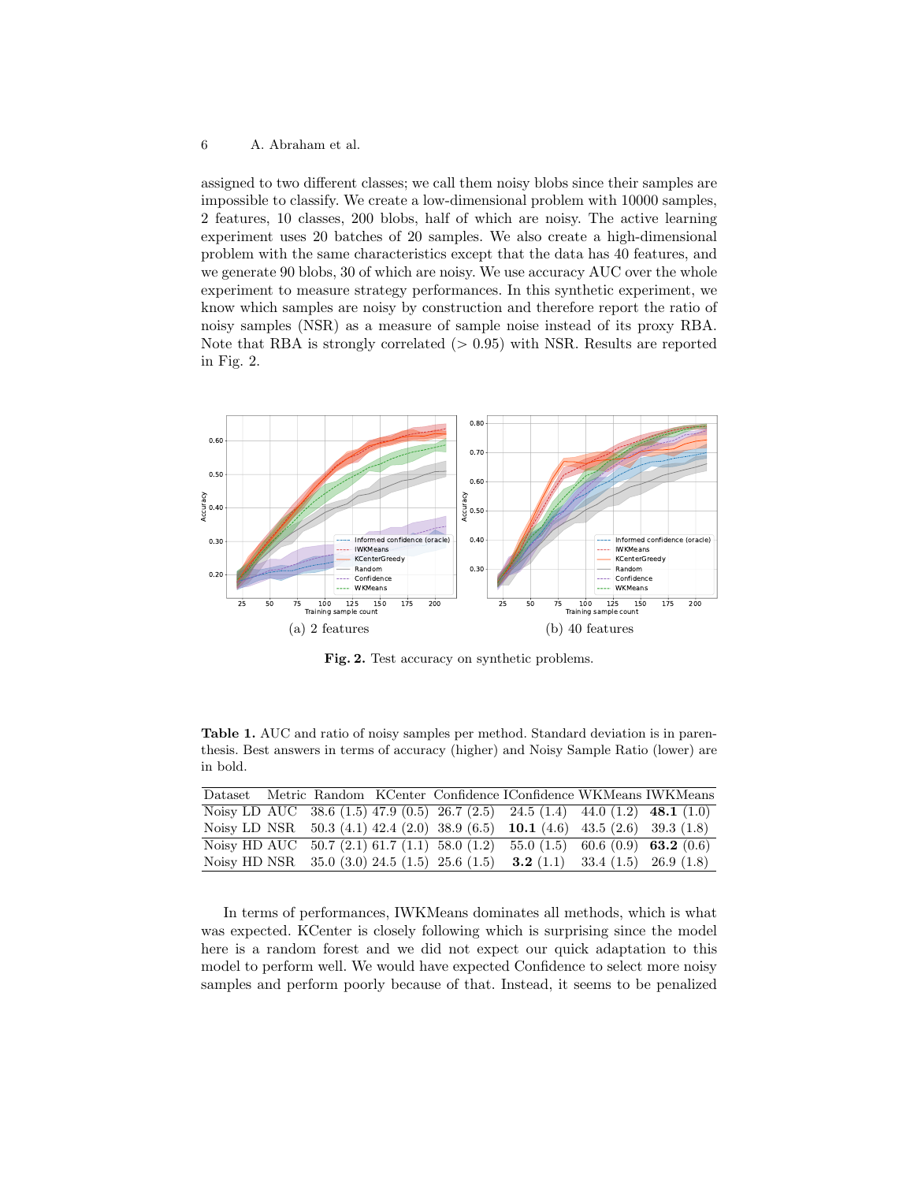assigned to two different classes; we call them noisy blobs since their samples are impossible to classify. We create a low-dimensional problem with 10000 samples, 2 features, 10 classes, 200 blobs, half of which are noisy. The active learning experiment uses 20 batches of 20 samples. We also create a high-dimensional problem with the same characteristics except that the data has 40 features, and we generate 90 blobs, 30 of which are noisy. We use accuracy AUC over the whole experiment to measure strategy performances. In this synthetic experiment, we know which samples are noisy by construction and therefore report the ratio of noisy samples (NSR) as a measure of sample noise instead of its proxy RBA. Note that RBA is strongly correlated (> 0.95) with NSR. Results are reported in Fig. 2.

(a) 2 features

(b) 40 features

**Fig. 2.** Test accuracy on synthetic problems.

**Table 1.** AUC and ratio of noisy samples per method. Standard deviation is in parenthesis. Best answers in terms of accuracy (higher) and Noisy Sample Ratio (lower) are in bold.

| Dataset | Metric | Random | KCenter | Confidence | IConfidence | WKMeans | IWKMeans |
|---|---|---|---|---|---|---|---|
| Noisy LD | AUC | 38.6 (1.5) | 47.9 (0.5) | 26.7 (2.5) | 24.5 (1.4) | 44.0 (1.2) | **48.1** (1.0) |
| Noisy LD | NSR | 50.3 (4.1) | 42.4 (2.0) | 38.9 (6.5) | **10.1** (4.6) | 43.5 (2.6) | 39.3 (1.8) |
| Noisy HD | AUC | 50.7 (2.1) | 61.7 (1.1) | 58.0 (1.2) | 55.0 (1.5) | 60.6 (0.9) | **63.2** (0.6) |
| Noisy HD | NSR | 35.0 (3.0) | 24.5 (1.5) | 25.6 (1.5) | **3.2** (1.1) | 33.4 (1.5) | 26.9 (1.8) |

In terms of performances, IWKMeans dominates all methods, which is what was expected. KCenter is closely following which is surprising since the model here is a random forest and we did not expect our quick adaptation to this model to perform well. We would have expected Confidence to select more noisy samples and perform poorly because of that. Instead, it seems to be penalized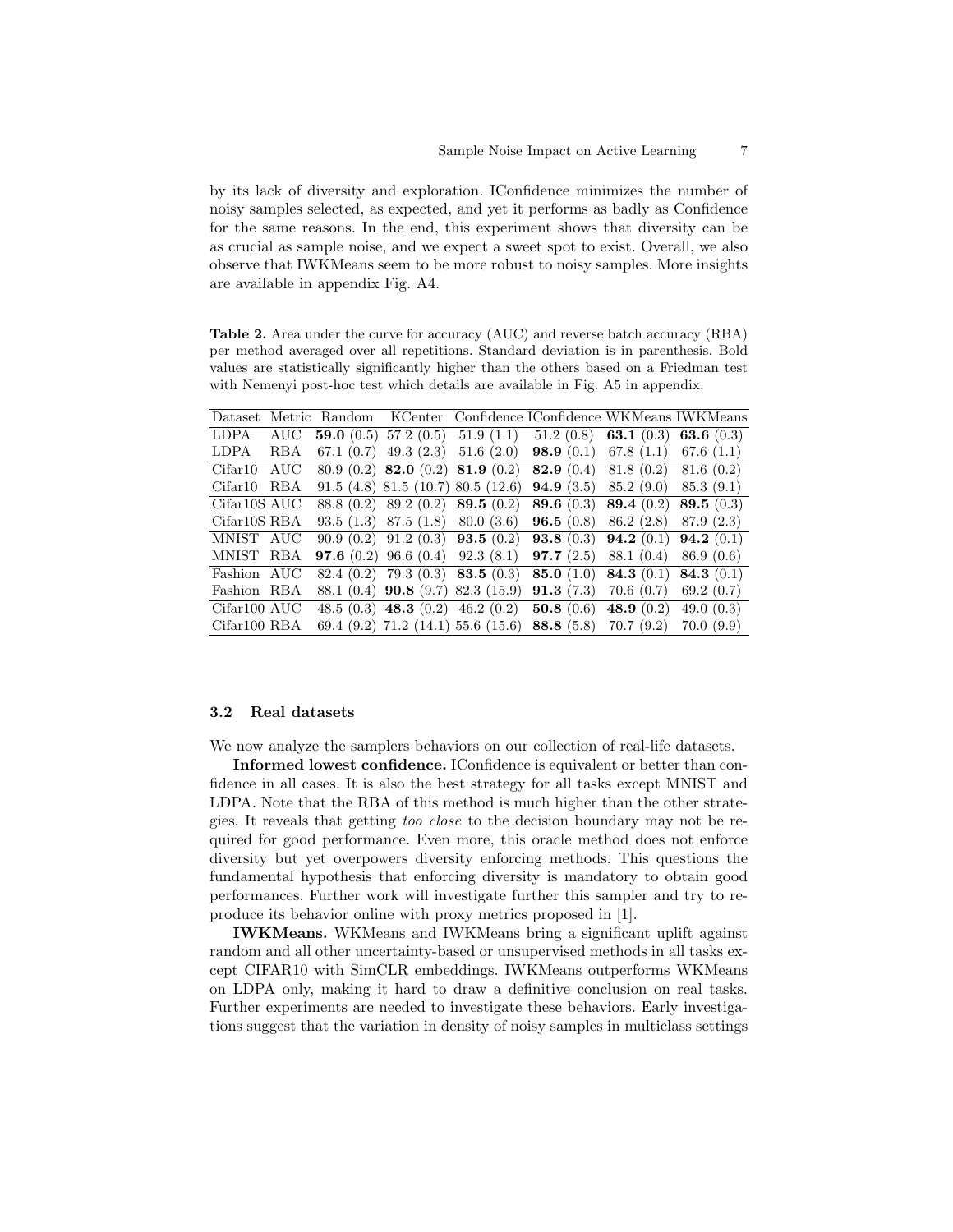by its lack of diversity and exploration. IConfidence minimizes the number of noisy samples selected, as expected, and yet it performs as badly as Confidence for the same reasons. In the end, this experiment shows that diversity can be as crucial as sample noise, and we expect a sweet spot to exist. Overall, we also observe that IWKMeans seem to be more robust to noisy samples. More insights are available in appendix Fig. A4.

**Table 2.** Area under the curve for accuracy (AUC) and reverse batch accuracy (RBA) per method averaged over all repetitions. Standard deviation is in parenthesis. Bold values are statistically significantly higher than the others based on a Friedman test with Nemenyi post-hoc test which details are available in Fig. A5 in appendix.

| Dataset | Metric | Random | KCenter | Confidence | IConfidence | WKMeans | IWKMeans |
|---|---|---|---|---|---|---|---|
| LDPA | AUC | **59.0** (0.5) | 57.2 (0.5) | 51.9 (1.1) | 51.2 (0.8) | **63.1** (0.3) | **63.6** (0.3) |
| LDPA | RBA | 67.1 (0.7) | 49.3 (2.3) | 51.6 (2.0) | **98.9** (0.1) | 67.8 (1.1) | 67.6 (1.1) |
| Cifar10 | AUC | 80.9 (0.2) | **82.0** (0.2) | **81.9** (0.2) | **82.9** (0.4) | 81.8 (0.2) | 81.6 (0.2) |
| Cifar10 | RBA | 91.5 (4.8) | 81.5 (10.7) | 80.5 (12.6) | **94.9** (3.5) | 85.2 (9.0) | 85.3 (9.1) |
| Cifar10S | AUC | 88.8 (0.2) | 89.2 (0.2) | **89.5** (0.2) | **89.6** (0.3) | **89.4** (0.2) | **89.5** (0.3) |
| Cifar10S | RBA | 93.5 (1.3) | 87.5 (1.8) | 80.0 (3.6) | **96.5** (0.8) | 86.2 (2.8) | 87.9 (2.3) |
| MNIST | AUC | 90.9 (0.2) | 91.2 (0.3) | **93.5** (0.2) | **93.8** (0.3) | **94.2** (0.1) | **94.2** (0.1) |
| MNIST | RBA | **97.6** (0.2) | 96.6 (0.4) | 92.3 (8.1) | **97.7** (2.5) | 88.1 (0.4) | 86.9 (0.6) |
| Fashion | AUC | 82.4 (0.2) | 79.3 (0.3) | **83.5** (0.3) | **85.0** (1.0) | **84.3** (0.1) | **84.3** (0.1) |
| Fashion | RBA | 88.1 (0.4) | **90.8** (9.7) | 82.3 (15.9) | **91.3** (7.3) | 70.6 (0.7) | 69.2 (0.7) |
| Cifar100 | AUC | 48.5 (0.3) | **48.3** (0.2) | 46.2 (0.2) | **50.8** (0.6) | **48.9** (0.2) | 49.0 (0.3) |
| Cifar100 | RBA | 69.4 (9.2) | 71.2 (14.1) | 55.6 (15.6) | **88.8** (5.8) | 70.7 (9.2) | 70.0 (9.9) |

### 3.2 Real datasets

We now analyze the samplers behaviors on our collection of real-life datasets.

**Informed lowest confidence.** IConfidence is equivalent or better than confidence in all cases. It is also the best strategy for all tasks except MNIST and LDPA. Note that the RBA of this method is much higher than the other strategies. It reveals that getting *too close* to the decision boundary may not be required for good performance. Even more, this oracle method does not enforce diversity but yet overpowers diversity enforcing methods. This questions the fundamental hypothesis that enforcing diversity is mandatory to obtain good performances. Further work will investigate further this sampler and try to reproduce its behavior online with proxy metrics proposed in [1].

**IWKMeans.** WKMeans and IWKMeans bring a significant uplift against random and all other uncertainty-based or unsupervised methods in all tasks except CIFAR10 with SimCLR embeddings. IWKMeans outperforms WKMeans on LDPA only, making it hard to draw a definitive conclusion on real tasks. Further experiments are needed to investigate these behaviors. Early investigations suggest that the variation in density of noisy samples in multiclass settings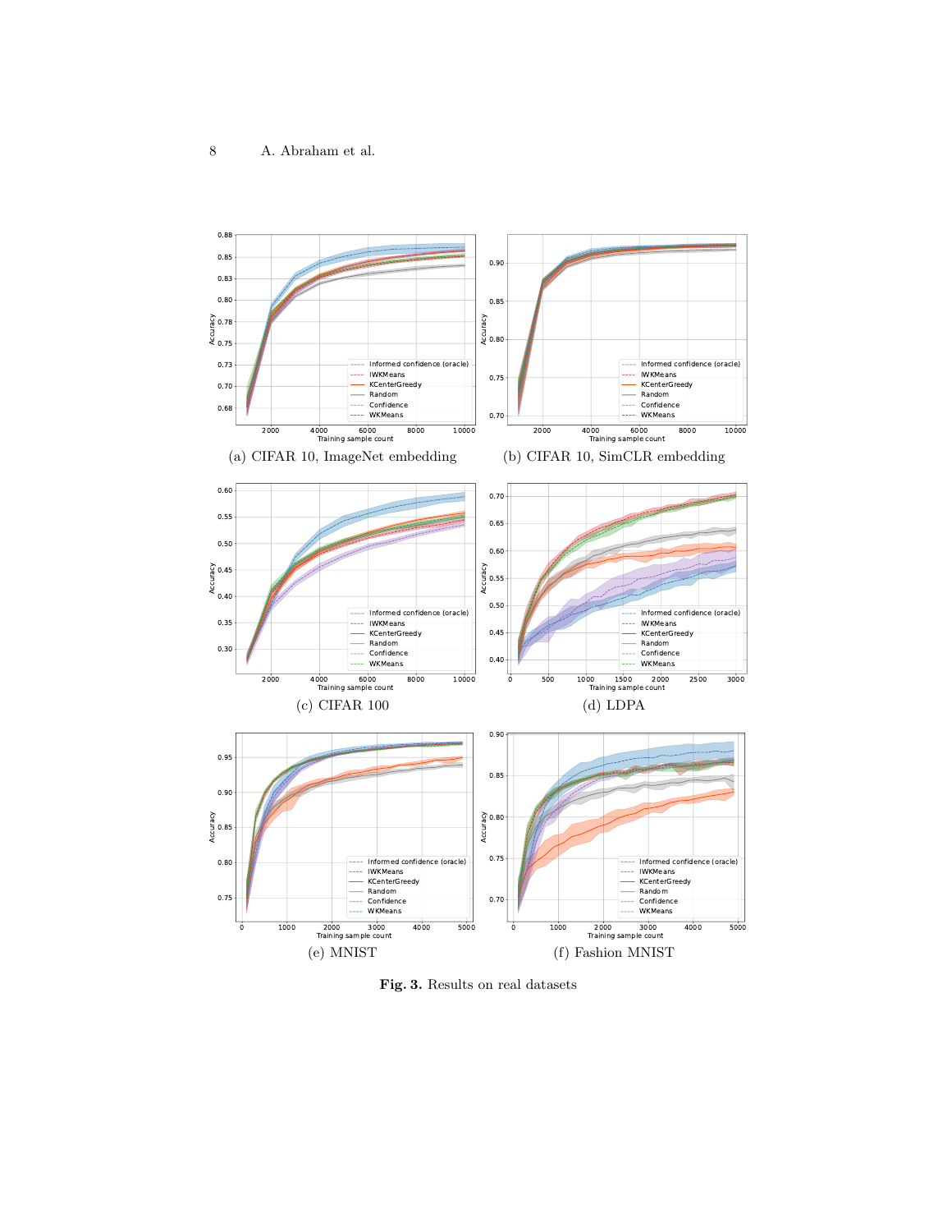(a) CIFAR 10, ImageNet embedding

(b) CIFAR 10, SimCLR embedding

(c) CIFAR 100

(d) LDPA

(e) MNIST

(f) Fashion MNIST

**Fig. 3.** Results on real datasets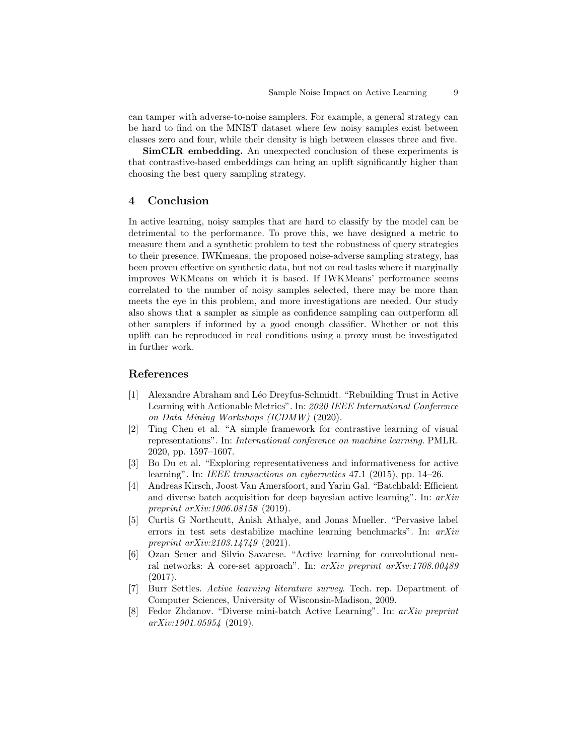can tamper with adverse-to-noise samplers. For example, a general strategy can be hard to find on the MNIST dataset where few noisy samples exist between classes zero and four, while their density is high between classes three and five.

**SimCLR embedding.** An unexpected conclusion of these experiments is that contrastive-based embeddings can bring an uplift significantly higher than choosing the best query sampling strategy.

## 4 Conclusion

In active learning, noisy samples that are hard to classify by the model can be detrimental to the performance. To prove this, we have designed a metric to measure them and a synthetic problem to test the robustness of query strategies to their presence. IWKmeans, the proposed noise-adverse sampling strategy, has been proven effective on synthetic data, but not on real tasks where it marginally improves WKMeans on which it is based. If IWKMeans' performance seems correlated to the number of noisy samples selected, there may be more than meets the eye in this problem, and more investigations are needed. Our study also shows that a sampler as simple as confidence sampling can outperform all other samplers if informed by a good enough classifier. Whether or not this uplift can be reproduced in real conditions using a proxy must be investigated in further work.

## References

[1] Alexandre Abraham and Léo Dreyfus-Schmidt. "Rebuilding Trust in Active Learning with Actionable Metrics". In: *2020 IEEE International Conference on Data Mining Workshops (ICDMW)* (2020).

[2] Ting Chen et al. "A simple framework for contrastive learning of visual representations". In: *International conference on machine learning*. PMLR. 2020, pp. 1597–1607.

[3] Bo Du et al. "Exploring representativeness and informativeness for active learning". In: *IEEE transactions on cybernetics* 47.1 (2015), pp. 14–26.

[4] Andreas Kirsch, Joost Van Amersfoort, and Yarin Gal. "Batchbald: Efficient and diverse batch acquisition for deep bayesian active learning". In: *arXiv preprint arXiv:1906.08158* (2019).

[5] Curtis G Northcutt, Anish Athalye, and Jonas Mueller. "Pervasive label errors in test sets destabilize machine learning benchmarks". In: *arXiv preprint arXiv:2103.14749* (2021).

[6] Ozan Sener and Silvio Savarese. "Active learning for convolutional neural networks: A core-set approach". In: *arXiv preprint arXiv:1708.00489* (2017).

[7] Burr Settles. *Active learning literature survey*. Tech. rep. Department of Computer Sciences, University of Wisconsin-Madison, 2009.

[8] Fedor Zhdanov. "Diverse mini-batch Active Learning". In: *arXiv preprint arXiv:1901.05954* (2019).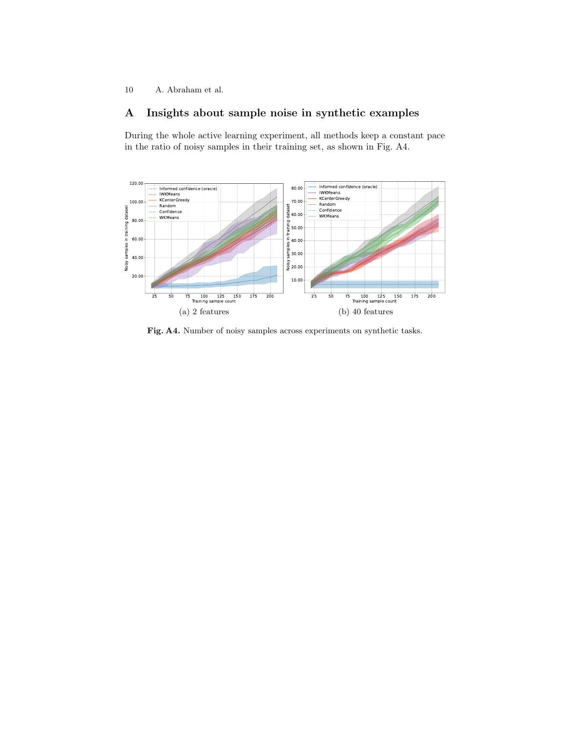## A Insights about sample noise in synthetic examples

During the whole active learning experiment, all methods keep a constant pace in the ratio of noisy samples in their training set, as shown in Fig. A4.

(a) 2 features

(b) 40 features

**Fig. A4.** Number of noisy samples across experiments on synthetic tasks.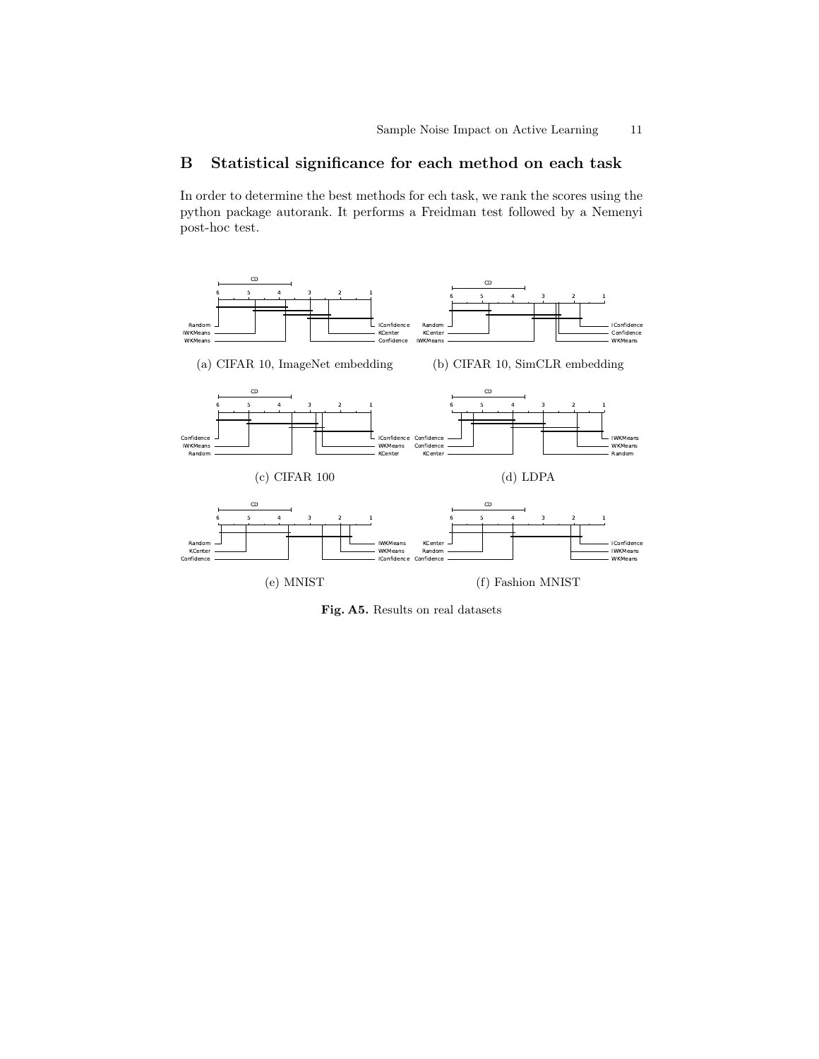## B Statistical significance for each method on each task

In order to determine the best methods for ech task, we rank the scores using the python package autorank. It performs a Freidman test followed by a Nemenyi post-hoc test.

CD
6 5 4 3 2 1
Random
IWKMeans
WKMeans
IConfidence
KCenter
Confidence

(a) CIFAR 10, ImageNet embedding

CD
6 5 4 3 2 1
Random
KCenter
IWKMeans
IConfidence
Confidence
WKMeans

(b) CIFAR 10, SimCLR embedding

CD
6 5 4 3 2 1
Confidence
IWKMeans
Random
IConfidence
WKMeans
KCenter

(c) CIFAR 100

CD
6 5 4 3 2 1
Confidence
Confidence
KCenter
IWKMeans
WKMeans
Random

(d) LDPA

CD
6 5 4 3 2 1
Random
KCenter
Confidence
IWKMeans
WKMeans
IConfidence

(e) MNIST

CD
6 5 4 3 2 1
KCenter
Random
Confidence
IConfidence
IWKMeans
WKMeans

(f) Fashion MNIST

**Fig. A5.** Results on real datasets